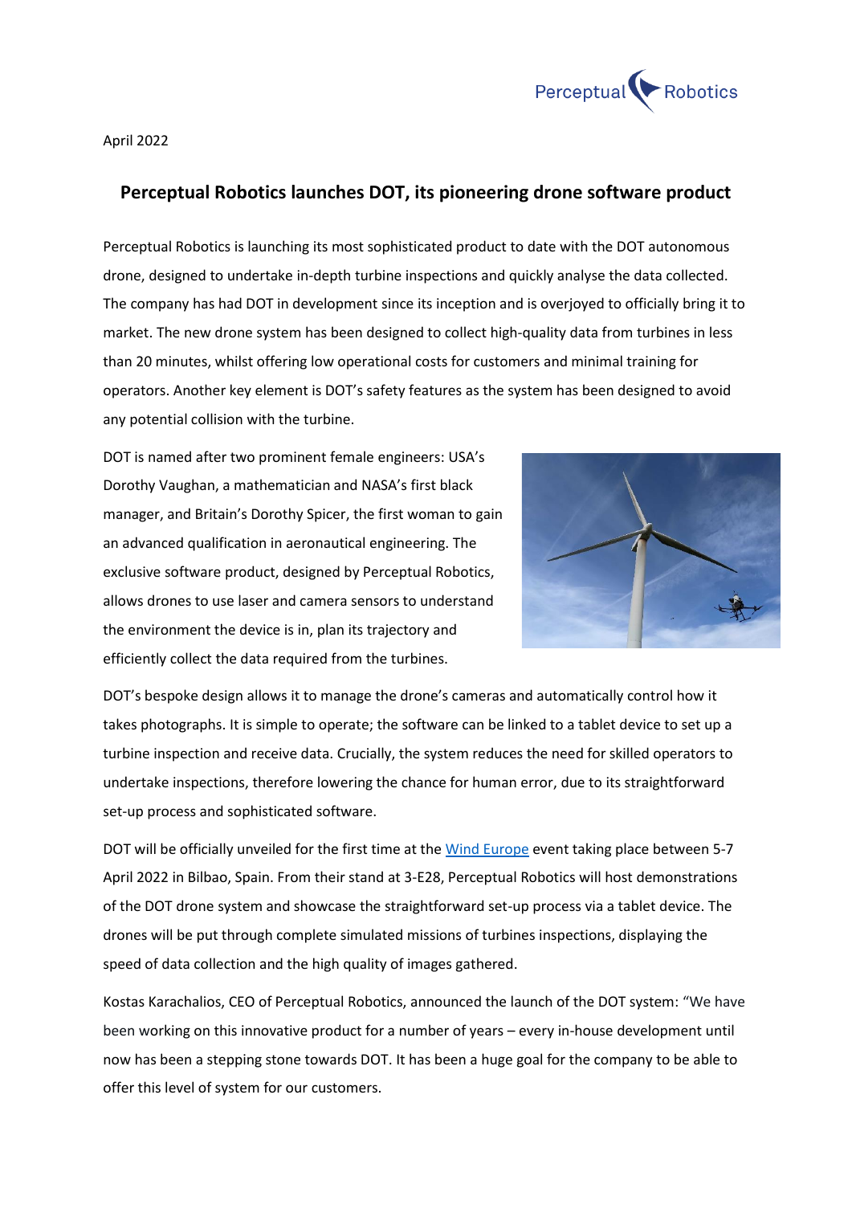April 2022

## Perceptual Robotics launches DOT, its pioneering drone software product

Perceptual Robotics is launching its most sophisticated product to date with the DOT autonomous drone, designed to undertake in-depth turbine inspections and quickly analyse the data collected. The company has had DOT in development since its inception and is overjoyed to officially bring it to market. The new drone system has been designed to collect high-quality data from turbines in less than 20 minutes, whilst offering low operational costs for customers and minimal training for operators. Another key element is DOT's safety features as the system has been designed to avoid any potential collision with the turbine.

DOT is named after two prominent female engineers: USA's Dorothy Vaughan, a mathematician and NASA's first black manager, and Britain's Dorothy Spicer, the first woman to gain an advanced qualification in aeronautical engineering. The exclusive software product, designed by Perceptual Robotics, allows drones to use laser and camera sensors to understand the environment the device is in, plan its trajectory and efficiently collect the data required from the turbines.

DOT's bespoke design allows it to manage the drone's cameras and automatically control how it takes photographs. It is simple to operate; the software can be linked to a tablet device to set up a turbine inspection and receive data. Crucially, the system reduces the need for skilled operators to undertake inspections, therefore lowering the chance for human error, due to its straightforward set-up process and sophisticated software.

DOT will be officially unveiled for the first time at the Wind Europe event taking place between 5-7 April 2022 in Bilbao, Spain. From their stand at 3-E28, Perceptual Robotics will host demonstrations of the DOT drone system and showcase the straightforward set-up process via a tablet device. The drones will be put through complete simulated missions of turbines inspections, displaying the speed of data collection and the high quality of images gathered.

Kostas Karachalios, CEO of Perceptual Robotics, announced the launch of the DOT system: "We have been working on this innovative product for a number of years – every in-house development until now has been a stepping stone towards DOT. It has been a huge goal for the company to be able to offer this level of system for our customers.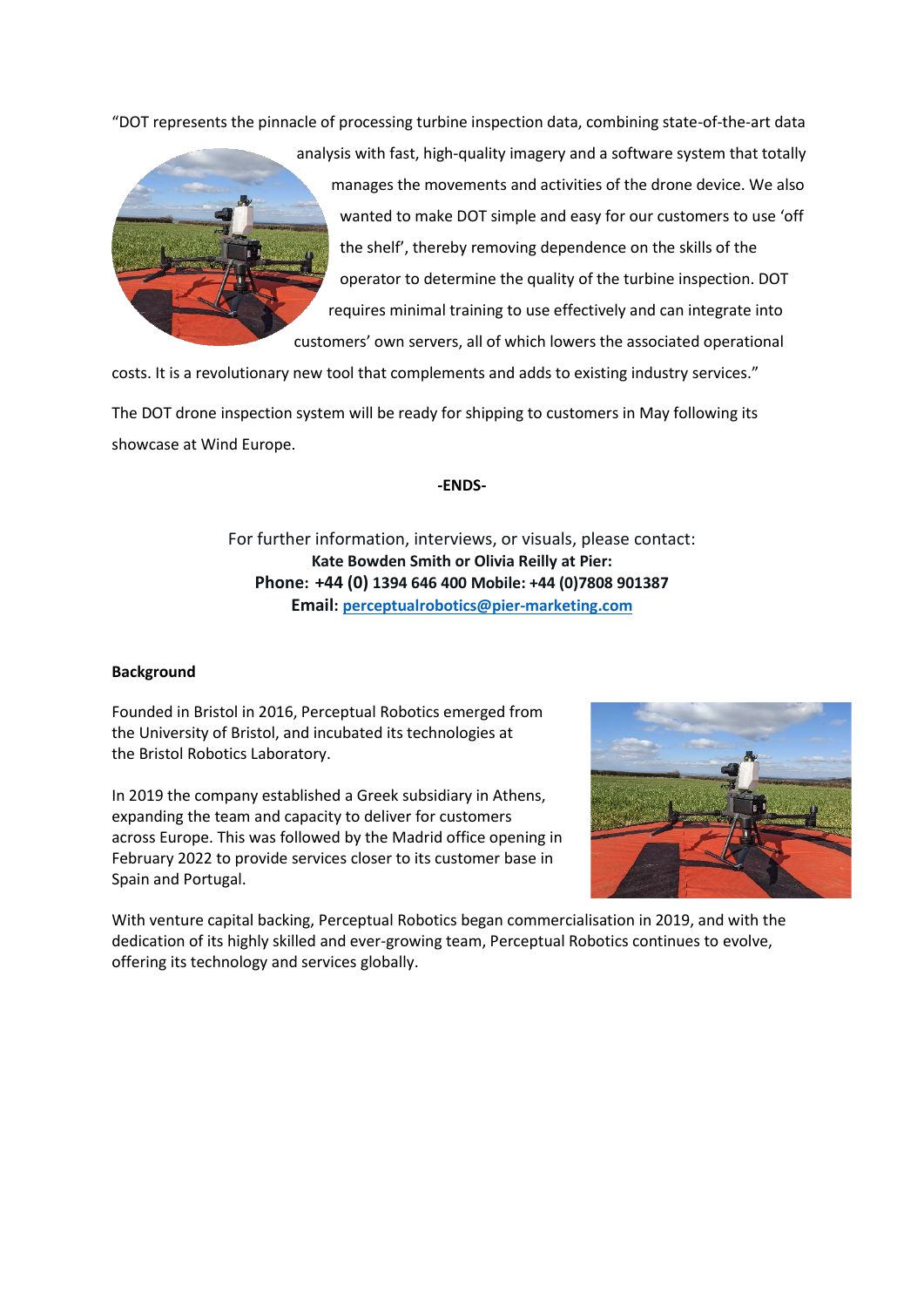"DOT represents the pinnacle of processing turbine inspection data, combining state-of-the-art data analysis with fast, high-quality imagery and a software system that totally manages the movements and activities of the drone device. We also wanted to make DOT simple and easy for our customers to use 'off the shelf', thereby removing dependence on the skills of the operator to determine the quality of the turbine inspection. DOT requires minimal training to use effectively and can integrate into customers' own servers, all of which lowers the associated operational costs. It is a revolutionary new tool that complements and adds to existing industry services."

The DOT drone inspection system will be ready for shipping to customers in May following its showcase at Wind Europe.

**-ENDS-**

For further information, interviews, or visuals, please contact:
**Kate Bowden Smith or Olivia Reilly at Pier:**
**Phone: +44 (0) 1394 646 400 Mobile: +44 (0)7808 901387**
**Email: perceptualrobotics@pier-marketing.com**

**Background**

Founded in Bristol in 2016, Perceptual Robotics emerged from the University of Bristol, and incubated its technologies at the Bristol Robotics Laboratory.

In 2019 the company established a Greek subsidiary in Athens, expanding the team and capacity to deliver for customers across Europe. This was followed by the Madrid office opening in February 2022 to provide services closer to its customer base in Spain and Portugal.

With venture capital backing, Perceptual Robotics began commercialisation in 2019, and with the dedication of its highly skilled and ever-growing team, Perceptual Robotics continues to evolve, offering its technology and services globally.